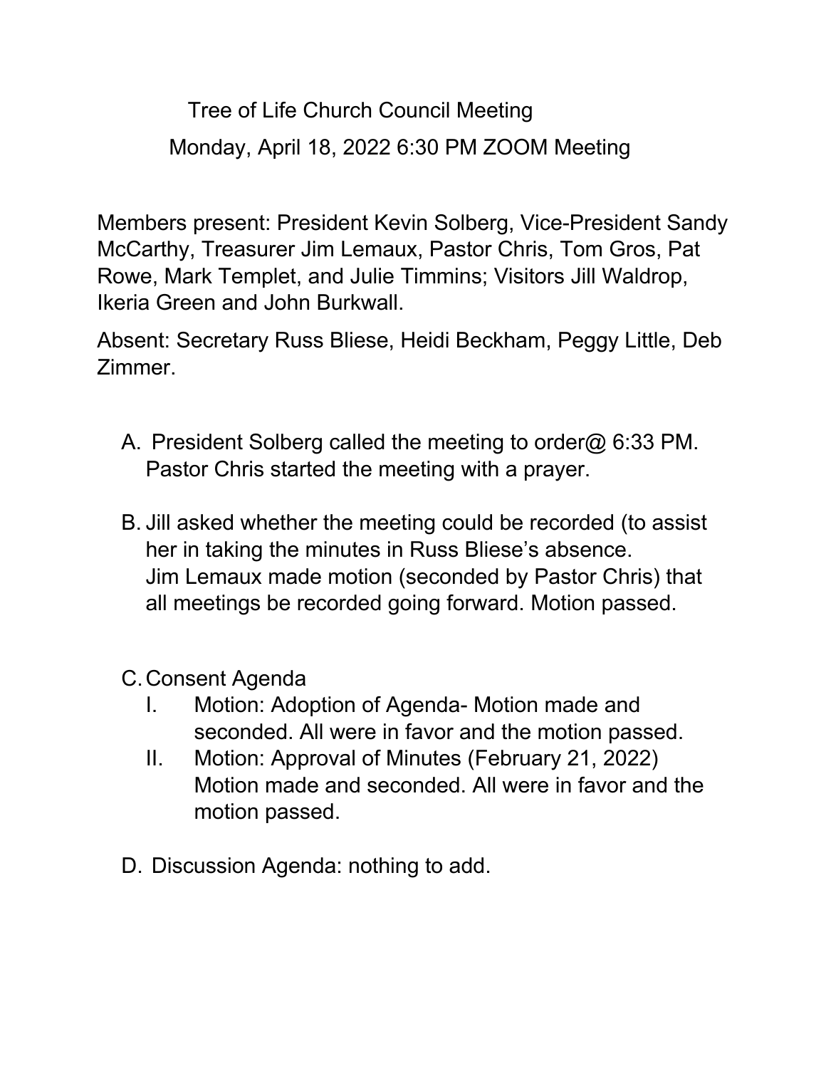# Tree of Life Church Council Meeting

## Monday, April 18, 2022 6:30 PM ZOOM Meeting

Members present: President Kevin Solberg, Vice-President Sandy McCarthy, Treasurer Jim Lemaux, Pastor Chris, Tom Gros, Pat Rowe, Mark Templet, and Julie Timmins; Visitors Jill Waldrop, Ikeria Green and John Burkwall.

Absent: Secretary Russ Bliese, Heidi Beckham, Peggy Little, Deb Zimmer.

A. President Solberg called the meeting to order@ 6:33 PM. Pastor Chris started the meeting with a prayer.

B. Jill asked whether the meeting could be recorded (to assist her in taking the minutes in Russ Bliese's absence. Jim Lemaux made motion (seconded by Pastor Chris) that all meetings be recorded going forward. Motion passed.

C. Consent Agenda
   I. Motion: Adoption of Agenda- Motion made and seconded. All were in favor and the motion passed.
   II. Motion: Approval of Minutes (February 21, 2022) Motion made and seconded. All were in favor and the motion passed.

D. Discussion Agenda: nothing to add.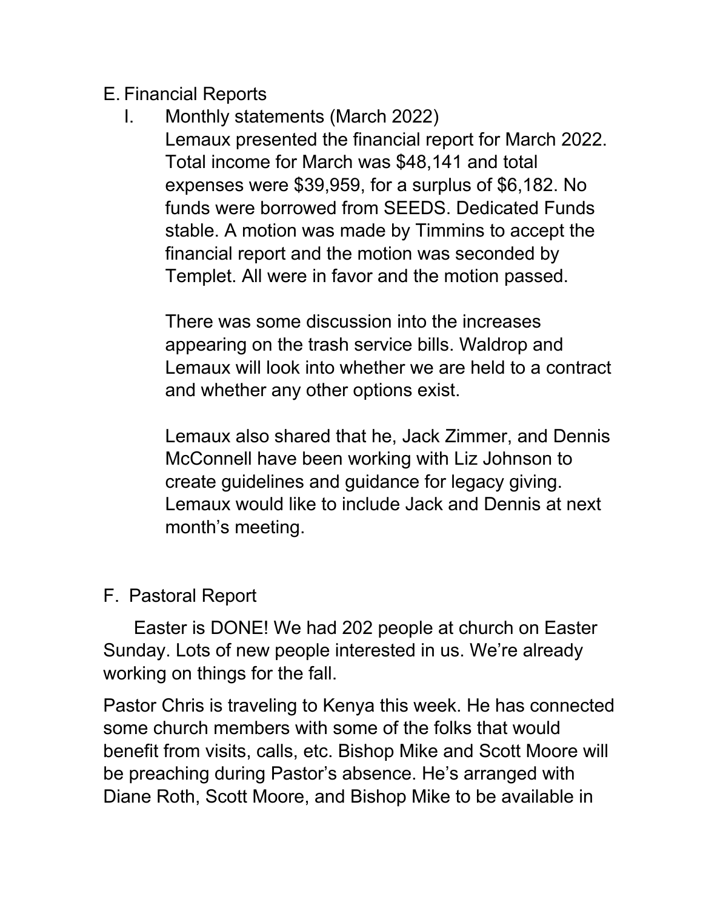E. Financial Reports

I. Monthly statements (March 2022)

Lemaux presented the financial report for March 2022. Total income for March was $48,141 and total expenses were $39,959, for a surplus of $6,182. No funds were borrowed from SEEDS. Dedicated Funds stable. A motion was made by Timmins to accept the financial report and the motion was seconded by Templet. All were in favor and the motion passed.

There was some discussion into the increases appearing on the trash service bills. Waldrop and Lemaux will look into whether we are held to a contract and whether any other options exist.

Lemaux also shared that he, Jack Zimmer, and Dennis McConnell have been working with Liz Johnson to create guidelines and guidance for legacy giving. Lemaux would like to include Jack and Dennis at next month's meeting.

F. Pastoral Report

Easter is DONE! We had 202 people at church on Easter Sunday. Lots of new people interested in us. We're already working on things for the fall.

Pastor Chris is traveling to Kenya this week. He has connected some church members with some of the folks that would benefit from visits, calls, etc. Bishop Mike and Scott Moore will be preaching during Pastor's absence. He's arranged with Diane Roth, Scott Moore, and Bishop Mike to be available in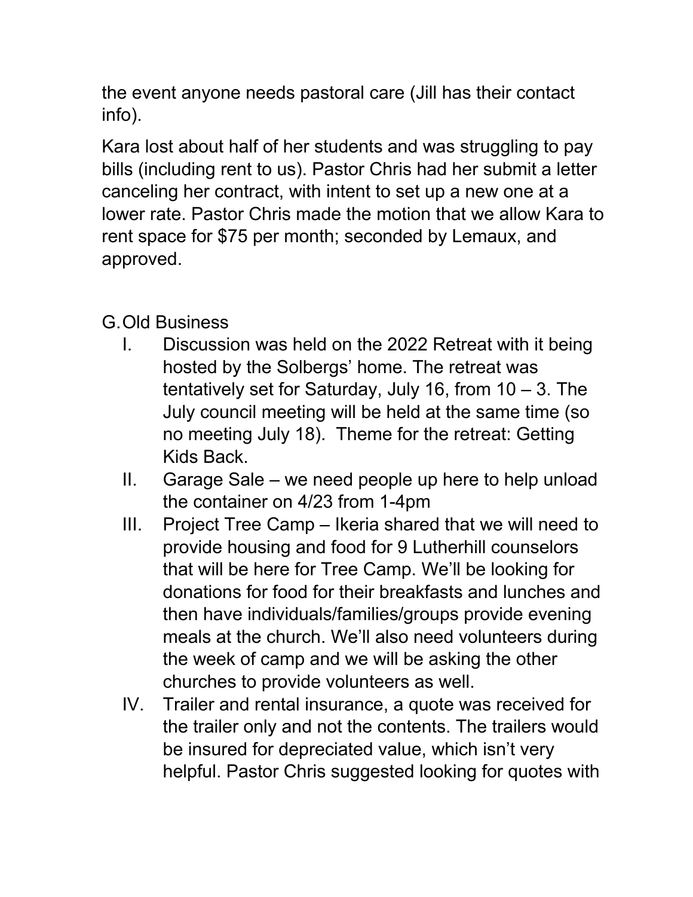the event anyone needs pastoral care (Jill has their contact info).

Kara lost about half of her students and was struggling to pay bills (including rent to us). Pastor Chris had her submit a letter canceling her contract, with intent to set up a new one at a lower rate. Pastor Chris made the motion that we allow Kara to rent space for $75 per month; seconded by Lemaux, and approved.

G. Old Business

I. Discussion was held on the 2022 Retreat with it being hosted by the Solbergs' home. The retreat was tentatively set for Saturday, July 16, from 10 – 3. The July council meeting will be held at the same time (so no meeting July 18). Theme for the retreat: Getting Kids Back.

II. Garage Sale – we need people up here to help unload the container on 4/23 from 1-4pm

III. Project Tree Camp – Ikeria shared that we will need to provide housing and food for 9 Lutherhill counselors that will be here for Tree Camp. We'll be looking for donations for food for their breakfasts and lunches and then have individuals/families/groups provide evening meals at the church. We'll also need volunteers during the week of camp and we will be asking the other churches to provide volunteers as well.

IV. Trailer and rental insurance, a quote was received for the trailer only and not the contents. The trailers would be insured for depreciated value, which isn't very helpful. Pastor Chris suggested looking for quotes with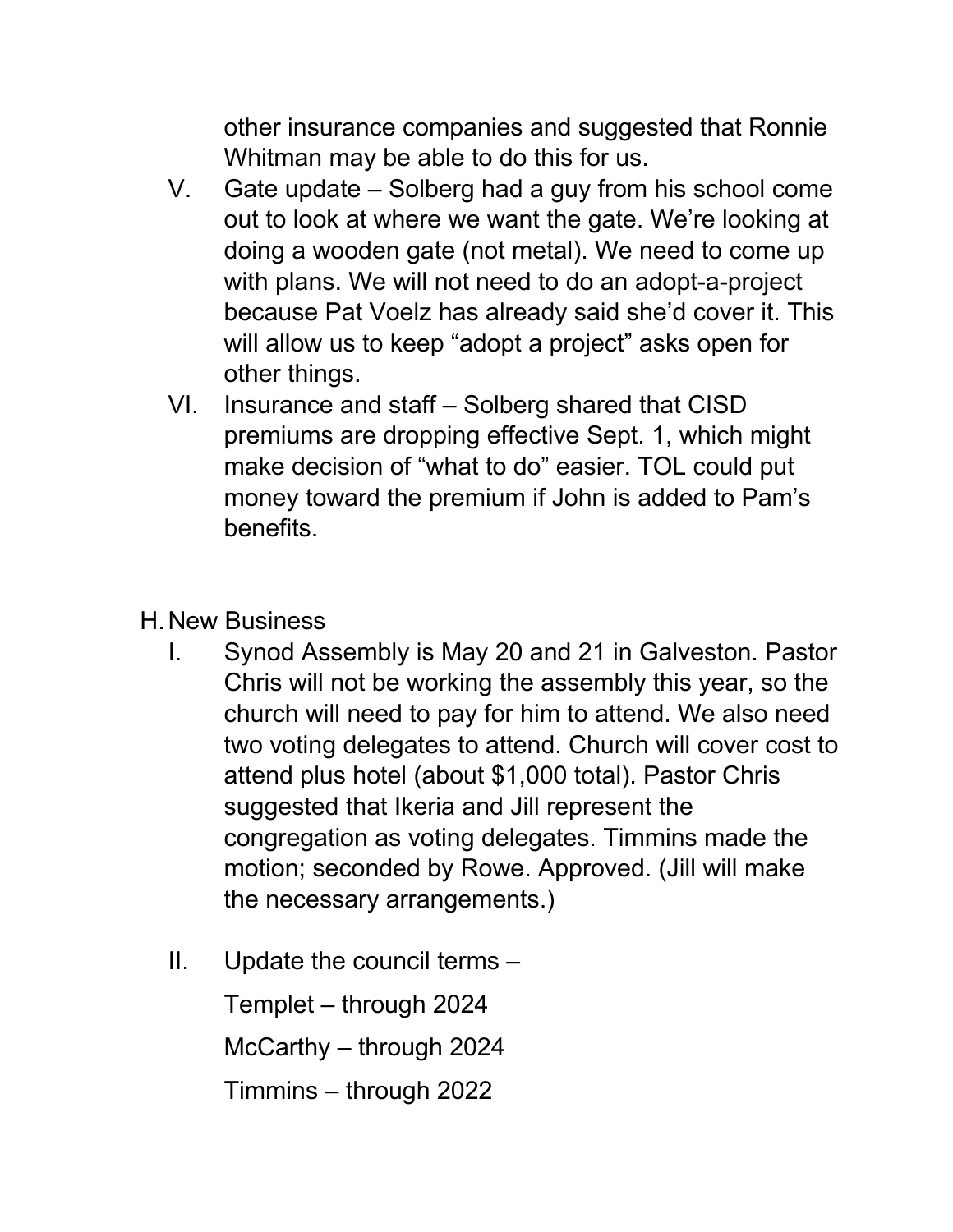other insurance companies and suggested that Ronnie Whitman may be able to do this for us.

V. Gate update – Solberg had a guy from his school come out to look at where we want the gate. We're looking at doing a wooden gate (not metal). We need to come up with plans. We will not need to do an adopt-a-project because Pat Voelz has already said she'd cover it. This will allow us to keep "adopt a project" asks open for other things.

VI. Insurance and staff – Solberg shared that CISD premiums are dropping effective Sept. 1, which might make decision of "what to do" easier. TOL could put money toward the premium if John is added to Pam's benefits.

H. New Business

I. Synod Assembly is May 20 and 21 in Galveston. Pastor Chris will not be working the assembly this year, so the church will need to pay for him to attend. We also need two voting delegates to attend. Church will cover cost to attend plus hotel (about $1,000 total). Pastor Chris suggested that Ikeria and Jill represent the congregation as voting delegates. Timmins made the motion; seconded by Rowe. Approved. (Jill will make the necessary arrangements.)

II. Update the council terms –

Templet – through 2024

McCarthy – through 2024

Timmins – through 2022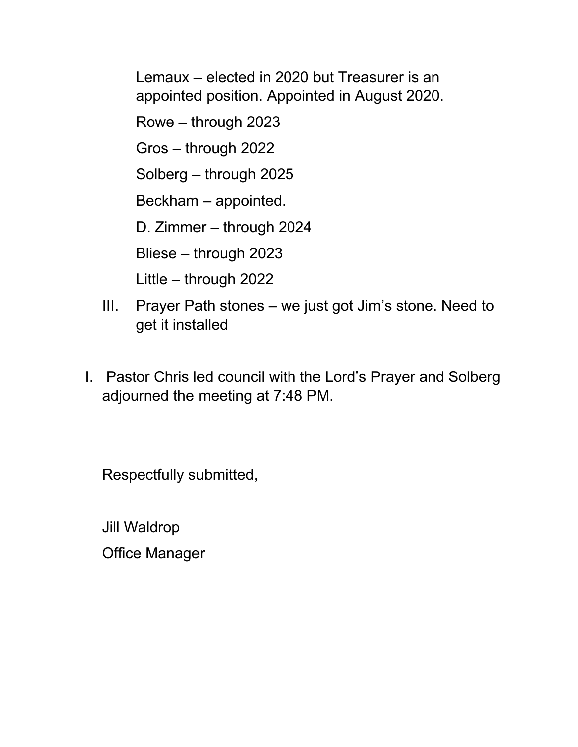Lemaux – elected in 2020 but Treasurer is an appointed position. Appointed in August 2020.

Rowe – through 2023

Gros – through 2022

Solberg – through 2025

Beckham – appointed.

D. Zimmer – through 2024

Bliese – through 2023

Little – through 2022

III. Prayer Path stones – we just got Jim's stone. Need to get it installed

I. Pastor Chris led council with the Lord's Prayer and Solberg adjourned the meeting at 7:48 PM.

Respectfully submitted,

Jill Waldrop

Office Manager